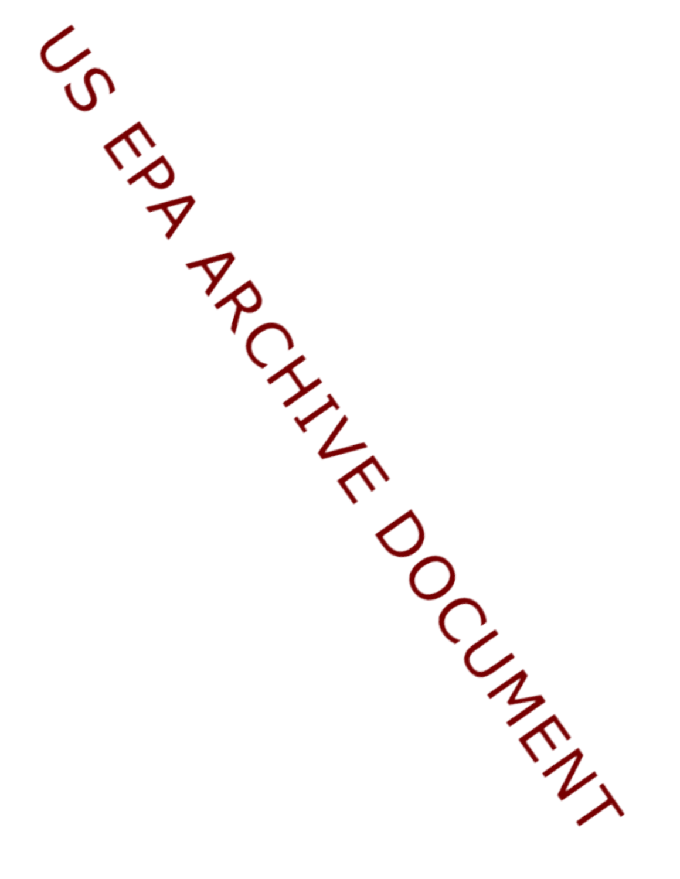US EPA ARCHIVE DOCUMENT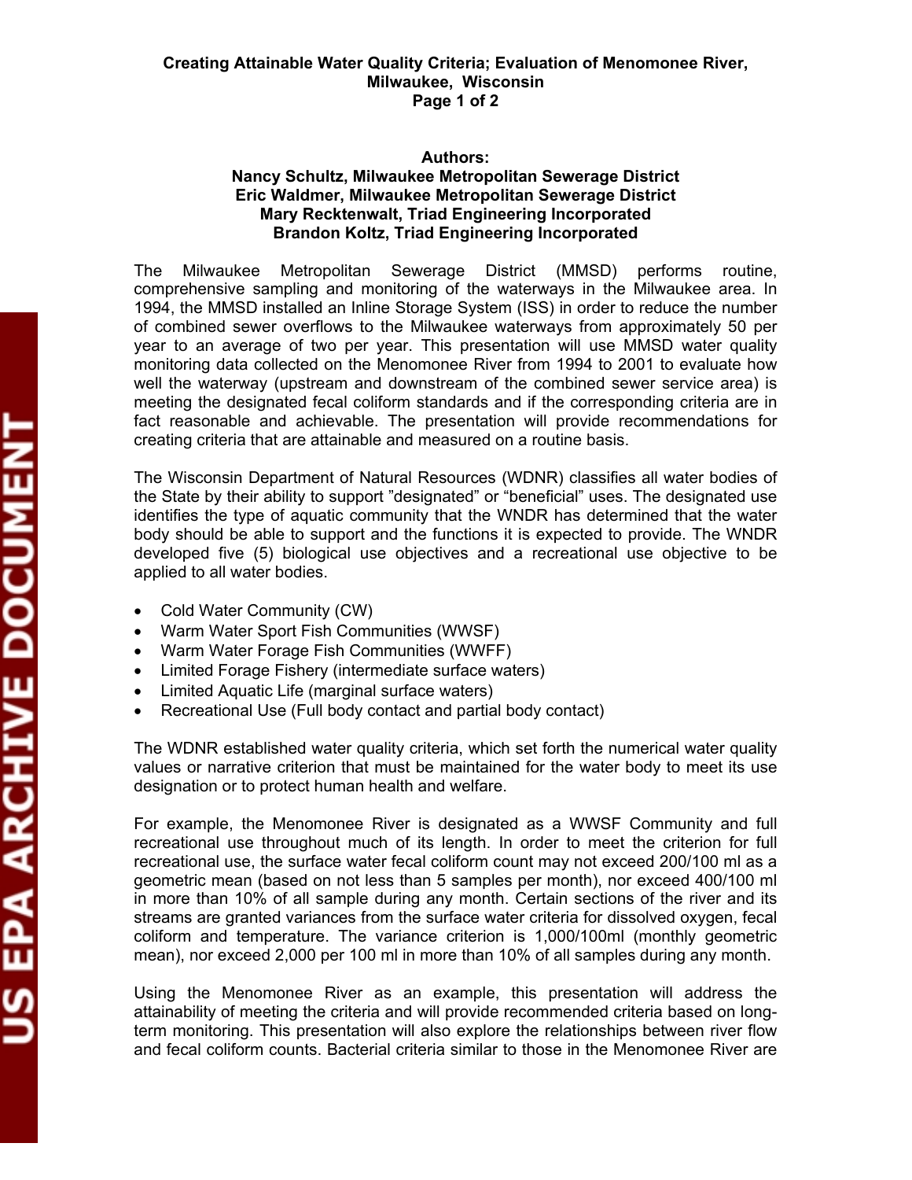# Creating Attainable Water Quality Criteria; Evaluation of Menomonee River, Milwaukee, Wisconsin

**Authors:**
**Nancy Schultz, Milwaukee Metropolitan Sewerage District**
**Eric Waldmer, Milwaukee Metropolitan Sewerage District**
**Mary Recktenwalt, Triad Engineering Incorporated**
**Brandon Koltz, Triad Engineering Incorporated**

The Milwaukee Metropolitan Sewerage District (MMSD) performs routine, comprehensive sampling and monitoring of the waterways in the Milwaukee area. In 1994, the MMSD installed an Inline Storage System (ISS) in order to reduce the number of combined sewer overflows to the Milwaukee waterways from approximately 50 per year to an average of two per year. This presentation will use MMSD water quality monitoring data collected on the Menomonee River from 1994 to 2001 to evaluate how well the waterway (upstream and downstream of the combined sewer service area) is meeting the designated fecal coliform standards and if the corresponding criteria are in fact reasonable and achievable. The presentation will provide recommendations for creating criteria that are attainable and measured on a routine basis.

The Wisconsin Department of Natural Resources (WDNR) classifies all water bodies of the State by their ability to support "designated" or "beneficial" uses. The designated use identifies the type of aquatic community that the WNDR has determined that the water body should be able to support and the functions it is expected to provide. The WNDR developed five (5) biological use objectives and a recreational use objective to be applied to all water bodies.

- Cold Water Community (CW)
- Warm Water Sport Fish Communities (WWSF)
- Warm Water Forage Fish Communities (WWFF)
- Limited Forage Fishery (intermediate surface waters)
- Limited Aquatic Life (marginal surface waters)
- Recreational Use (Full body contact and partial body contact)

The WDNR established water quality criteria, which set forth the numerical water quality values or narrative criterion that must be maintained for the water body to meet its use designation or to protect human health and welfare.

For example, the Menomonee River is designated as a WWSF Community and full recreational use throughout much of its length. In order to meet the criterion for full recreational use, the surface water fecal coliform count may not exceed 200/100 ml as a geometric mean (based on not less than 5 samples per month), nor exceed 400/100 ml in more than 10% of all sample during any month. Certain sections of the river and its streams are granted variances from the surface water criteria for dissolved oxygen, fecal coliform and temperature. The variance criterion is 1,000/100ml (monthly geometric mean), nor exceed 2,000 per 100 ml in more than 10% of all samples during any month.

Using the Menomonee River as an example, this presentation will address the attainability of meeting the criteria and will provide recommended criteria based on long-term monitoring. This presentation will also explore the relationships between river flow and fecal coliform counts. Bacterial criteria similar to those in the Menomonee River are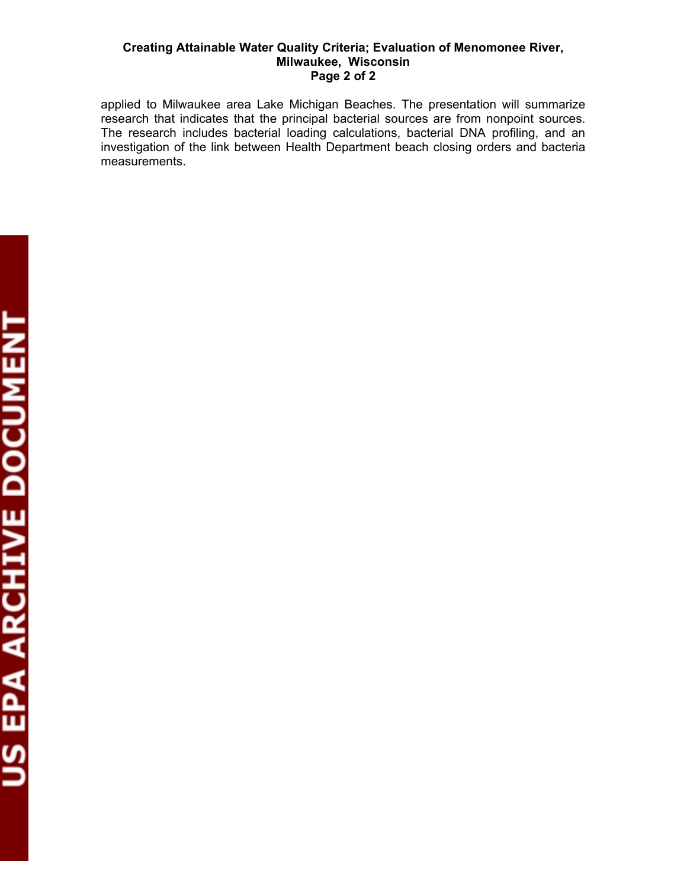applied to Milwaukee area Lake Michigan Beaches. The presentation will summarize research that indicates that the principal bacterial sources are from nonpoint sources. The research includes bacterial loading calculations, bacterial DNA profiling, and an investigation of the link between Health Department beach closing orders and bacteria measurements.